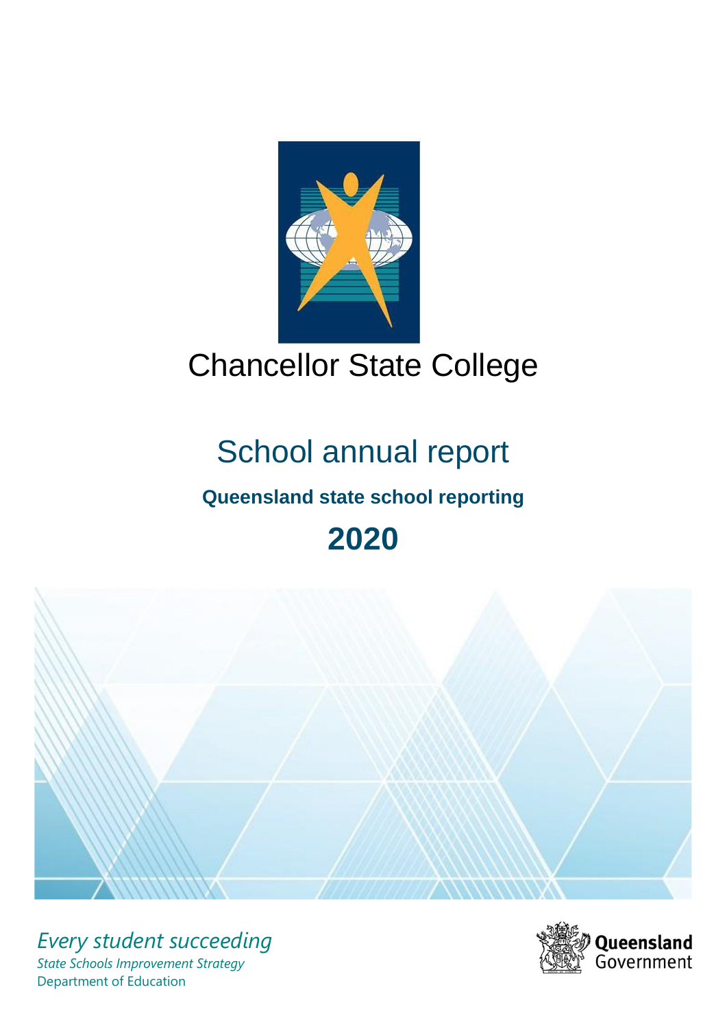# Chancellor State College

## School annual report

### Queensland state school reporting

## 2020

*Every student succeeding*

*State Schools Improvement Strategy*

Department of Education

Queensland Government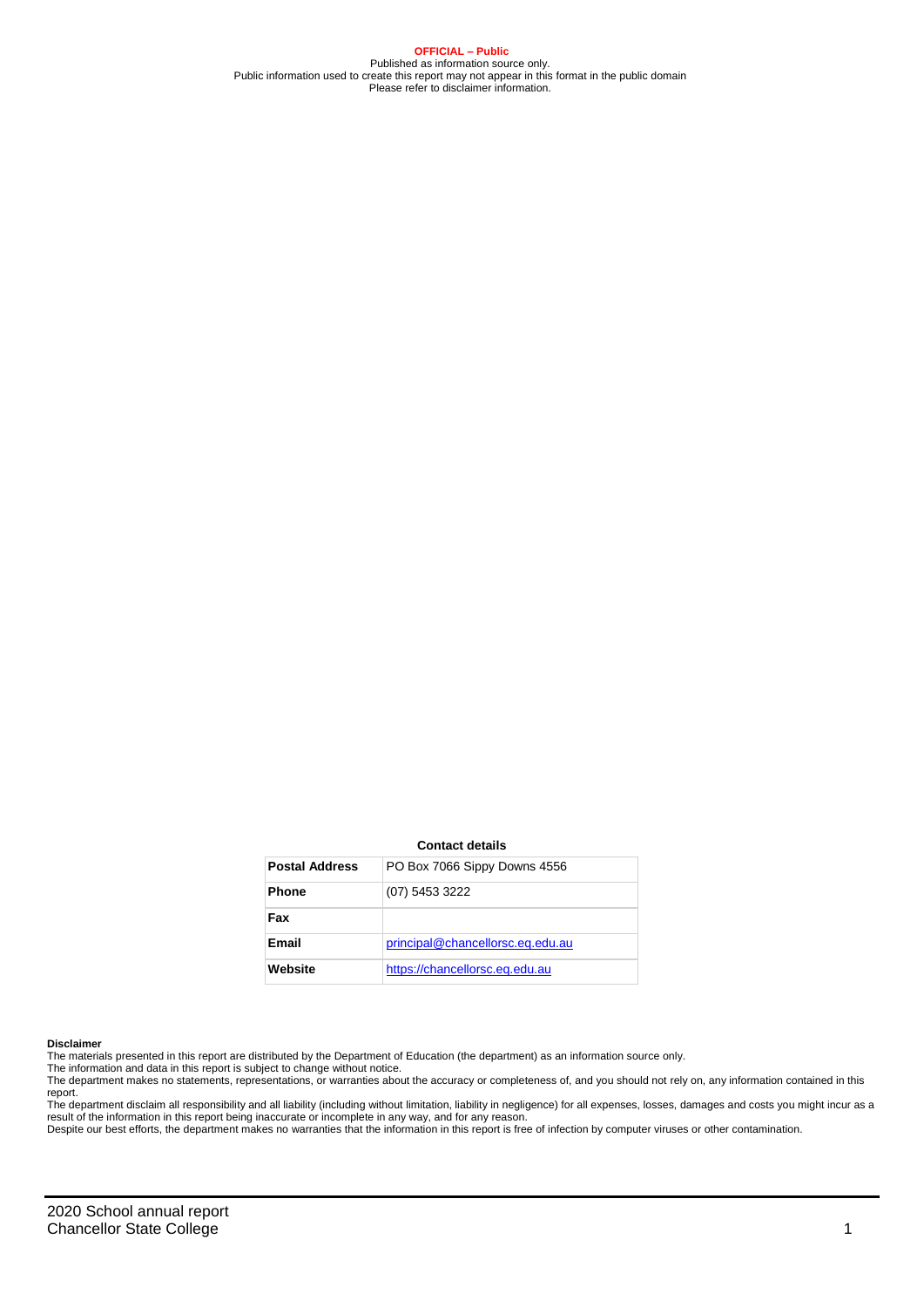**OFFICIAL – Public**
Published as information source only.
Public information used to create this report may not appear in this format in the public domain
Please refer to disclaimer information.

**Contact details**

| **Postal Address** | PO Box 7066 Sippy Downs 4556 |
|---|---|
| **Phone** | (07) 5453 3222 |
| **Fax** | |
| **Email** | principal@chancellorsc.eq.edu.au |
| **Website** | https://chancellorsc.eq.edu.au |

**Disclaimer**

The materials presented in this report are distributed by the Department of Education (the department) as an information source only.

The information and data in this report is subject to change without notice.

The department makes no statements, representations, or warranties about the accuracy or completeness of, and you should not rely on, any information contained in this report.

The department disclaim all responsibility and all liability (including without limitation, liability in negligence) for all expenses, losses, damages and costs you might incur as a result of the information in this report being inaccurate or incomplete in any way, and for any reason.

Despite our best efforts, the department makes no warranties that the information in this report is free of infection by computer viruses or other contamination.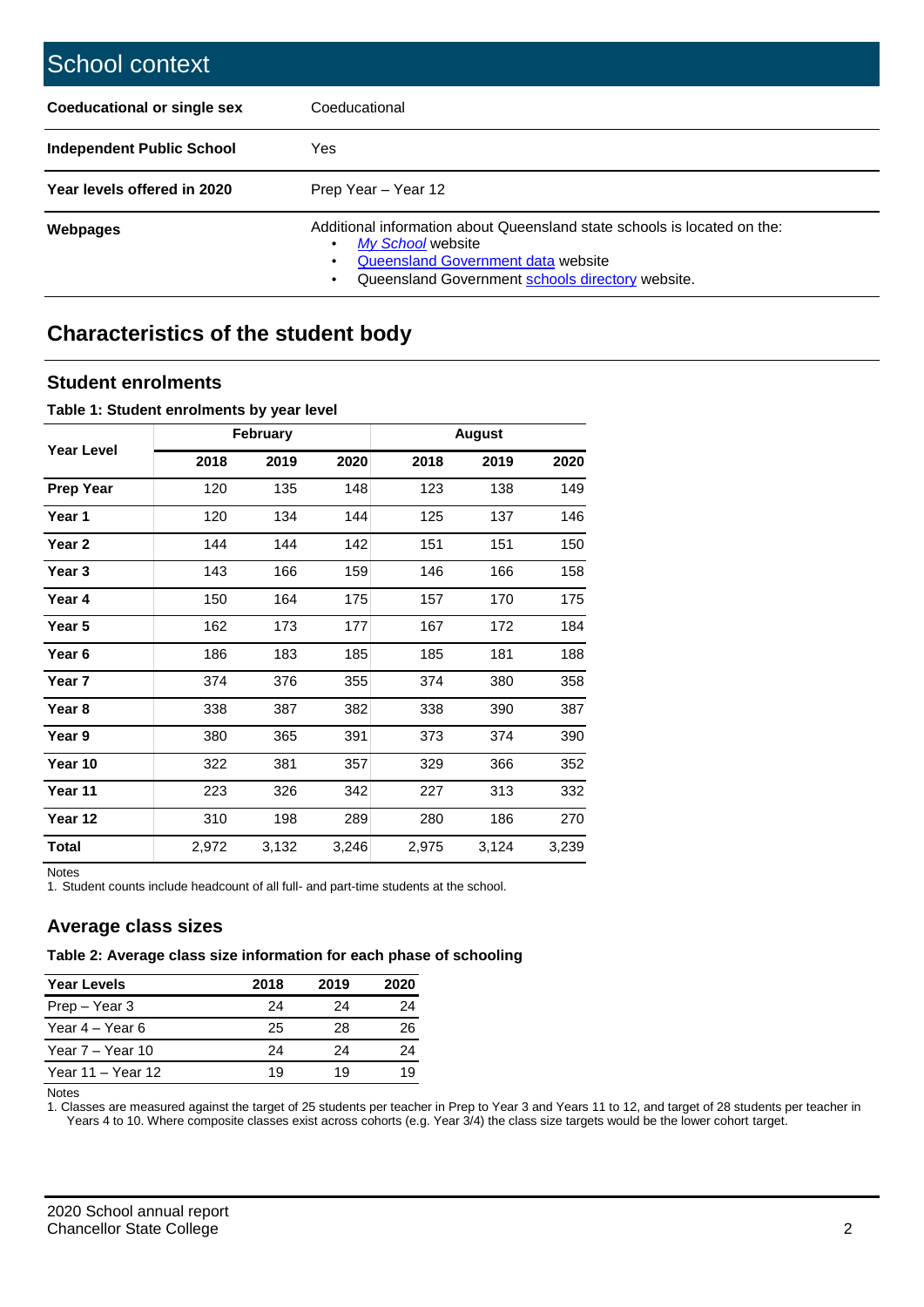# School context

| | |
|---|---|
| **Coeducational or single sex** | Coeducational |
| **Independent Public School** | Yes |
| **Year levels offered in 2020** | Prep Year – Year 12 |
| **Webpages** | Additional information about Queensland state schools is located on the: <br>• *My School* website <br>• Queensland Government data website <br>• Queensland Government schools directory website. |

## Characteristics of the student body

### Student enrolments

**Table 1: Student enrolments by year level**

| Year Level | February | | | August | | |
|---|---|---|---|---|---|---|
| | 2018 | 2019 | 2020 | 2018 | 2019 | 2020 |
| **Prep Year** | 120 | 135 | 148 | 123 | 138 | 149 |
| **Year 1** | 120 | 134 | 144 | 125 | 137 | 146 |
| **Year 2** | 144 | 144 | 142 | 151 | 151 | 150 |
| **Year 3** | 143 | 166 | 159 | 146 | 166 | 158 |
| **Year 4** | 150 | 164 | 175 | 157 | 170 | 175 |
| **Year 5** | 162 | 173 | 177 | 167 | 172 | 184 |
| **Year 6** | 186 | 183 | 185 | 185 | 181 | 188 |
| **Year 7** | 374 | 376 | 355 | 374 | 380 | 358 |
| **Year 8** | 338 | 387 | 382 | 338 | 390 | 387 |
| **Year 9** | 380 | 365 | 391 | 373 | 374 | 390 |
| **Year 10** | 322 | 381 | 357 | 329 | 366 | 352 |
| **Year 11** | 223 | 326 | 342 | 227 | 313 | 332 |
| **Year 12** | 310 | 198 | 289 | 280 | 186 | 270 |
| **Total** | 2,972 | 3,132 | 3,246 | 2,975 | 3,124 | 3,239 |

Notes

1. Student counts include headcount of all full- and part-time students at the school.

### Average class sizes

**Table 2: Average class size information for each phase of schooling**

| Year Levels | 2018 | 2019 | 2020 |
|---|---|---|---|
| Prep – Year 3 | 24 | 24 | 24 |
| Year 4 – Year 6 | 25 | 28 | 26 |
| Year 7 – Year 10 | 24 | 24 | 24 |
| Year 11 – Year 12 | 19 | 19 | 19 |

Notes

1. Classes are measured against the target of 25 students per teacher in Prep to Year 3 and Years 11 to 12, and target of 28 students per teacher in Years 4 to 10. Where composite classes exist across cohorts (e.g. Year 3/4) the class size targets would be the lower cohort target.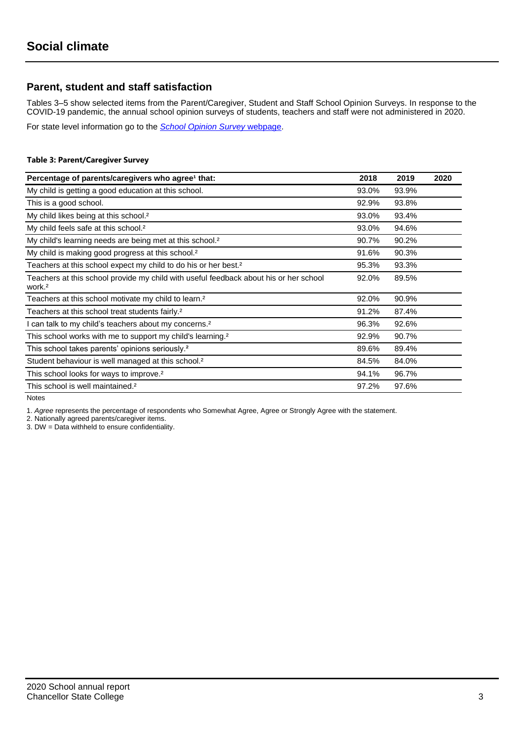# Social climate

## Parent, student and staff satisfaction

Tables 3–5 show selected items from the Parent/Caregiver, Student and Staff School Opinion Surveys. In response to the COVID-19 pandemic, the annual school opinion surveys of students, teachers and staff were not administered in 2020.

For state level information go to the *School Opinion Survey* webpage.

**Table 3: Parent/Caregiver Survey**

| Percentage of parents/caregivers who agree[1] that: | 2018 | 2019 | 2020 |
|---|---|---|---|
| My child is getting a good education at this school. | 93.0% | 93.9% | |
| This is a good school. | 92.9% | 93.8% | |
| My child likes being at this school.[2] | 93.0% | 93.4% | |
| My child feels safe at this school.[2] | 93.0% | 94.6% | |
| My child's learning needs are being met at this school.[2] | 90.7% | 90.2% | |
| My child is making good progress at this school.[2] | 91.6% | 90.3% | |
| Teachers at this school expect my child to do his or her best.[2] | 95.3% | 93.3% | |
| Teachers at this school provide my child with useful feedback about his or her school work.[2] | 92.0% | 89.5% | |
| Teachers at this school motivate my child to learn.[2] | 92.0% | 90.9% | |
| Teachers at this school treat students fairly.[2] | 91.2% | 87.4% | |
| I can talk to my child's teachers about my concerns.[2] | 96.3% | 92.6% | |
| This school works with me to support my child's learning.[2] | 92.9% | 90.7% | |
| This school takes parents' opinions seriously.[2] | 89.6% | 89.4% | |
| Student behaviour is well managed at this school.[2] | 84.5% | 84.0% | |
| This school looks for ways to improve.[2] | 94.1% | 96.7% | |
| This school is well maintained.[2] | 97.2% | 97.6% | |

Notes

1. *Agree* represents the percentage of respondents who Somewhat Agree, Agree or Strongly Agree with the statement.
2. Nationally agreed parents/caregiver items.
3. DW = Data withheld to ensure confidentiality.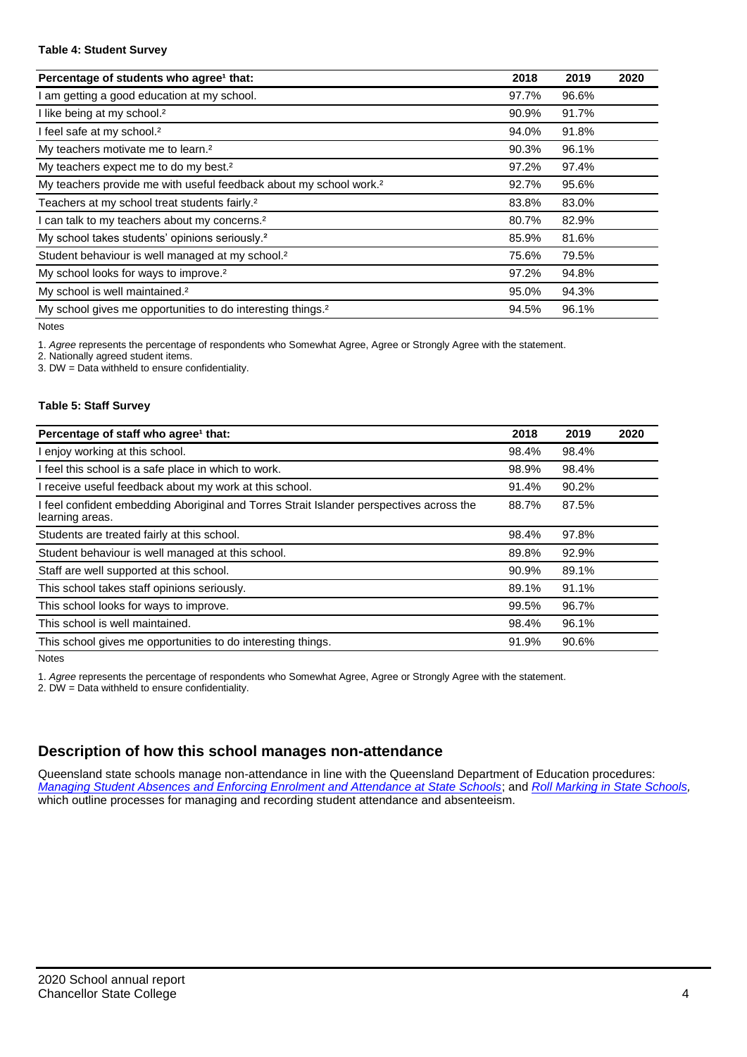**Table 4: Student Survey**

| Percentage of students who agree[1] that: | 2018 | 2019 | 2020 |
|---|---|---|---|
| I am getting a good education at my school. | 97.7% | 96.6% | |
| I like being at my school.[2] | 90.9% | 91.7% | |
| I feel safe at my school.[2] | 94.0% | 91.8% | |
| My teachers motivate me to learn.[2] | 90.3% | 96.1% | |
| My teachers expect me to do my best.[2] | 97.2% | 97.4% | |
| My teachers provide me with useful feedback about my school work.[2] | 92.7% | 95.6% | |
| Teachers at my school treat students fairly.[2] | 83.8% | 83.0% | |
| I can talk to my teachers about my concerns.[2] | 80.7% | 82.9% | |
| My school takes students' opinions seriously.[2] | 85.9% | 81.6% | |
| Student behaviour is well managed at my school.[2] | 75.6% | 79.5% | |
| My school looks for ways to improve.[2] | 97.2% | 94.8% | |
| My school is well maintained.[2] | 95.0% | 94.3% | |
| My school gives me opportunities to do interesting things.[2] | 94.5% | 96.1% | |

Notes

1. *Agree* represents the percentage of respondents who Somewhat Agree, Agree or Strongly Agree with the statement.
2. Nationally agreed student items.
3. DW = Data withheld to ensure confidentiality.

**Table 5: Staff Survey**

| Percentage of staff who agree[1] that: | 2018 | 2019 | 2020 |
|---|---|---|---|
| I enjoy working at this school. | 98.4% | 98.4% | |
| I feel this school is a safe place in which to work. | 98.9% | 98.4% | |
| I receive useful feedback about my work at this school. | 91.4% | 90.2% | |
| I feel confident embedding Aboriginal and Torres Strait Islander perspectives across the learning areas. | 88.7% | 87.5% | |
| Students are treated fairly at this school. | 98.4% | 97.8% | |
| Student behaviour is well managed at this school. | 89.8% | 92.9% | |
| Staff are well supported at this school. | 90.9% | 89.1% | |
| This school takes staff opinions seriously. | 89.1% | 91.1% | |
| This school looks for ways to improve. | 99.5% | 96.7% | |
| This school is well maintained. | 98.4% | 96.1% | |
| This school gives me opportunities to do interesting things. | 91.9% | 90.6% | |

Notes

1. *Agree* represents the percentage of respondents who Somewhat Agree, Agree or Strongly Agree with the statement.
2. DW = Data withheld to ensure confidentiality.

## Description of how this school manages non-attendance

Queensland state schools manage non-attendance in line with the Queensland Department of Education procedures: *Managing Student Absences and Enforcing Enrolment and Attendance at State Schools*; and *Roll Marking in State Schools*, which outline processes for managing and recording student attendance and absenteeism.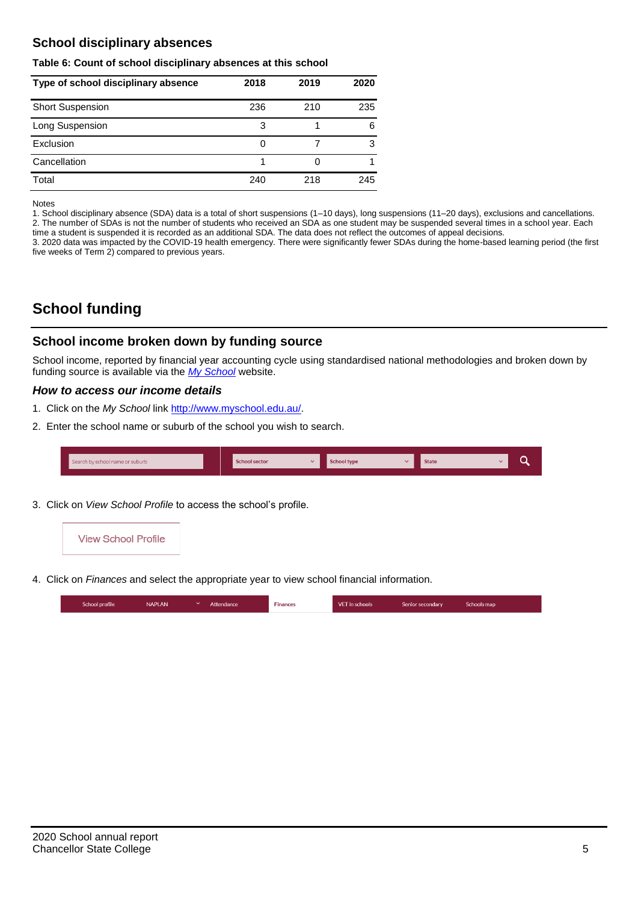### School disciplinary absences

**Table 6: Count of school disciplinary absences at this school**

| Type of school disciplinary absence | 2018 | 2019 | 2020 |
|---|---|---|---|
| Short Suspension | 236 | 210 | 235 |
| Long Suspension | 3 | 1 | 6 |
| Exclusion | 0 | 7 | 3 |
| Cancellation | 1 | 0 | 1 |
| Total | 240 | 218 | 245 |

Notes

1. School disciplinary absence (SDA) data is a total of short suspensions (1–10 days), long suspensions (11–20 days), exclusions and cancellations.
2. The number of SDAs is not the number of students who received an SDA as one student may be suspended several times in a school year. Each time a student is suspended it is recorded as an additional SDA. The data does not reflect the outcomes of appeal decisions.
3. 2020 data was impacted by the COVID-19 health emergency. There were significantly fewer SDAs during the home-based learning period (the first five weeks of Term 2) compared to previous years.

## School funding

### School income broken down by funding source

School income, reported by financial year accounting cycle using standardised national methodologies and broken down by funding source is available via the *My School* website.

#### *How to access our income details*

1. Click on the *My School* link http://www.myschool.edu.au/.
2. Enter the school name or suburb of the school you wish to search.

Search by school name or suburb | School sector | School type | State

3. Click on *View School Profile* to access the school's profile.

View School Profile

4. Click on *Finances* and select the appropriate year to view school financial information.

School profile | NAPLAN | Attendance | Finances | VET in schools | Senior secondary | Schools map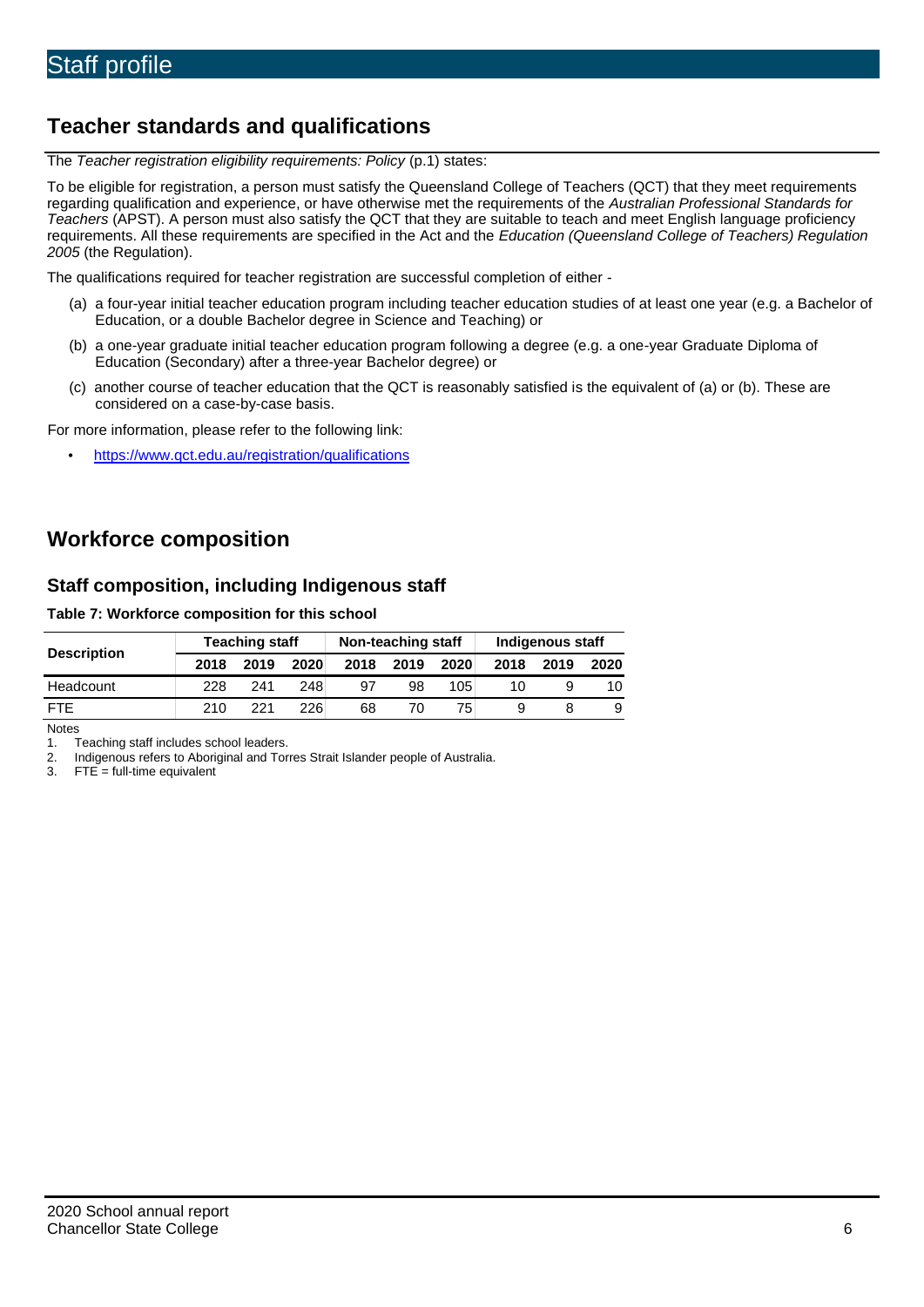# Staff profile

## Teacher standards and qualifications

The *Teacher registration eligibility requirements: Policy* (p.1) states:

To be eligible for registration, a person must satisfy the Queensland College of Teachers (QCT) that they meet requirements regarding qualification and experience, or have otherwise met the requirements of the *Australian Professional Standards for Teachers* (APST). A person must also satisfy the QCT that they are suitable to teach and meet English language proficiency requirements. All these requirements are specified in the Act and the *Education (Queensland College of Teachers) Regulation 2005* (the Regulation).

The qualifications required for teacher registration are successful completion of either -

(a) a four-year initial teacher education program including teacher education studies of at least one year (e.g. a Bachelor of Education, or a double Bachelor degree in Science and Teaching) or

(b) a one-year graduate initial teacher education program following a degree (e.g. a one-year Graduate Diploma of Education (Secondary) after a three-year Bachelor degree) or

(c) another course of teacher education that the QCT is reasonably satisfied is the equivalent of (a) or (b). These are considered on a case-by-case basis.

For more information, please refer to the following link:

- https://www.qct.edu.au/registration/qualifications

## Workforce composition

### Staff composition, including Indigenous staff

**Table 7: Workforce composition for this school**

| Description | Teaching staff | | | Non-teaching staff | | | Indigenous staff | | |
|---|---|---|---|---|---|---|---|---|---|
| | 2018 | 2019 | 2020 | 2018 | 2019 | 2020 | 2018 | 2019 | 2020 |
| Headcount | 228 | 241 | 248 | 97 | 98 | 105 | 10 | 9 | 10 |
| FTE | 210 | 221 | 226 | 68 | 70 | 75 | 9 | 8 | 9 |

Notes

1. Teaching staff includes school leaders.
2. Indigenous refers to Aboriginal and Torres Strait Islander people of Australia.
3. FTE = full-time equivalent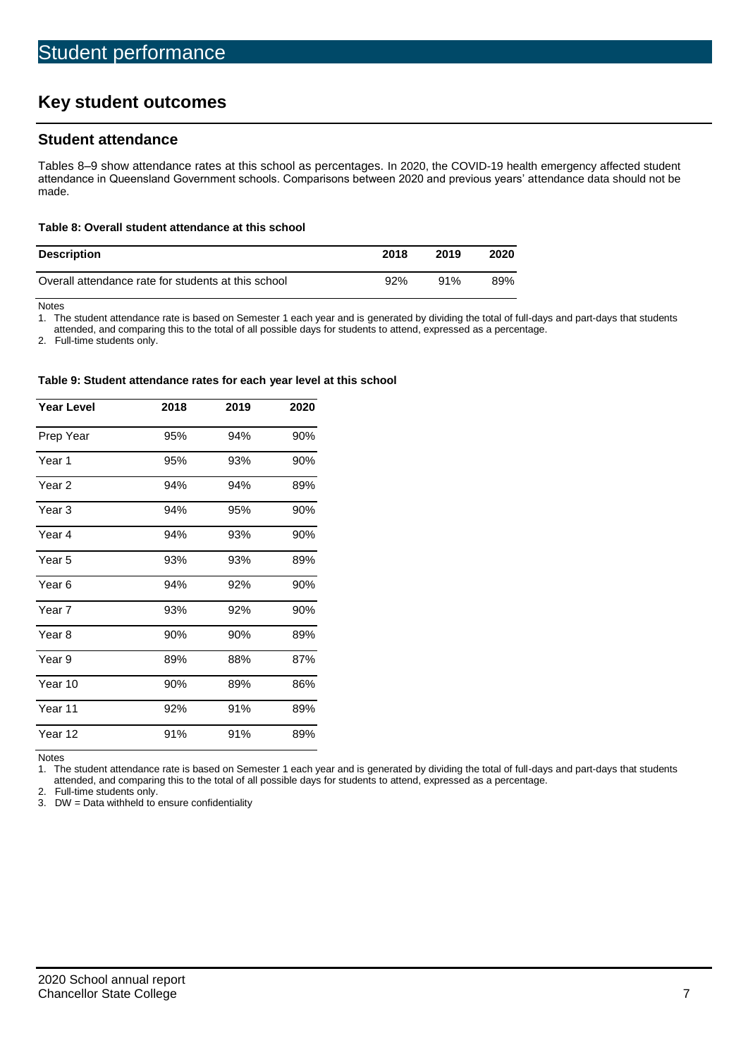# Student performance

## Key student outcomes

### Student attendance

Tables 8–9 show attendance rates at this school as percentages. In 2020, the COVID-19 health emergency affected student attendance in Queensland Government schools. Comparisons between 2020 and previous years' attendance data should not be made.

**Table 8: Overall student attendance at this school**

| Description | 2018 | 2019 | 2020 |
|---|---|---|---|
| Overall attendance rate for students at this school | 92% | 91% | 89% |

Notes

1. The student attendance rate is based on Semester 1 each year and is generated by dividing the total of full-days and part-days that students attended, and comparing this to the total of all possible days for students to attend, expressed as a percentage.
2. Full-time students only.

**Table 9: Student attendance rates for each year level at this school**

| Year Level | 2018 | 2019 | 2020 |
|---|---|---|---|
| Prep Year | 95% | 94% | 90% |
| Year 1 | 95% | 93% | 90% |
| Year 2 | 94% | 94% | 89% |
| Year 3 | 94% | 95% | 90% |
| Year 4 | 94% | 93% | 90% |
| Year 5 | 93% | 93% | 89% |
| Year 6 | 94% | 92% | 90% |
| Year 7 | 93% | 92% | 90% |
| Year 8 | 90% | 90% | 89% |
| Year 9 | 89% | 88% | 87% |
| Year 10 | 90% | 89% | 86% |
| Year 11 | 92% | 91% | 89% |
| Year 12 | 91% | 91% | 89% |

Notes

1. The student attendance rate is based on Semester 1 each year and is generated by dividing the total of full-days and part-days that students attended, and comparing this to the total of all possible days for students to attend, expressed as a percentage.
2. Full-time students only.
3. DW = Data withheld to ensure confidentiality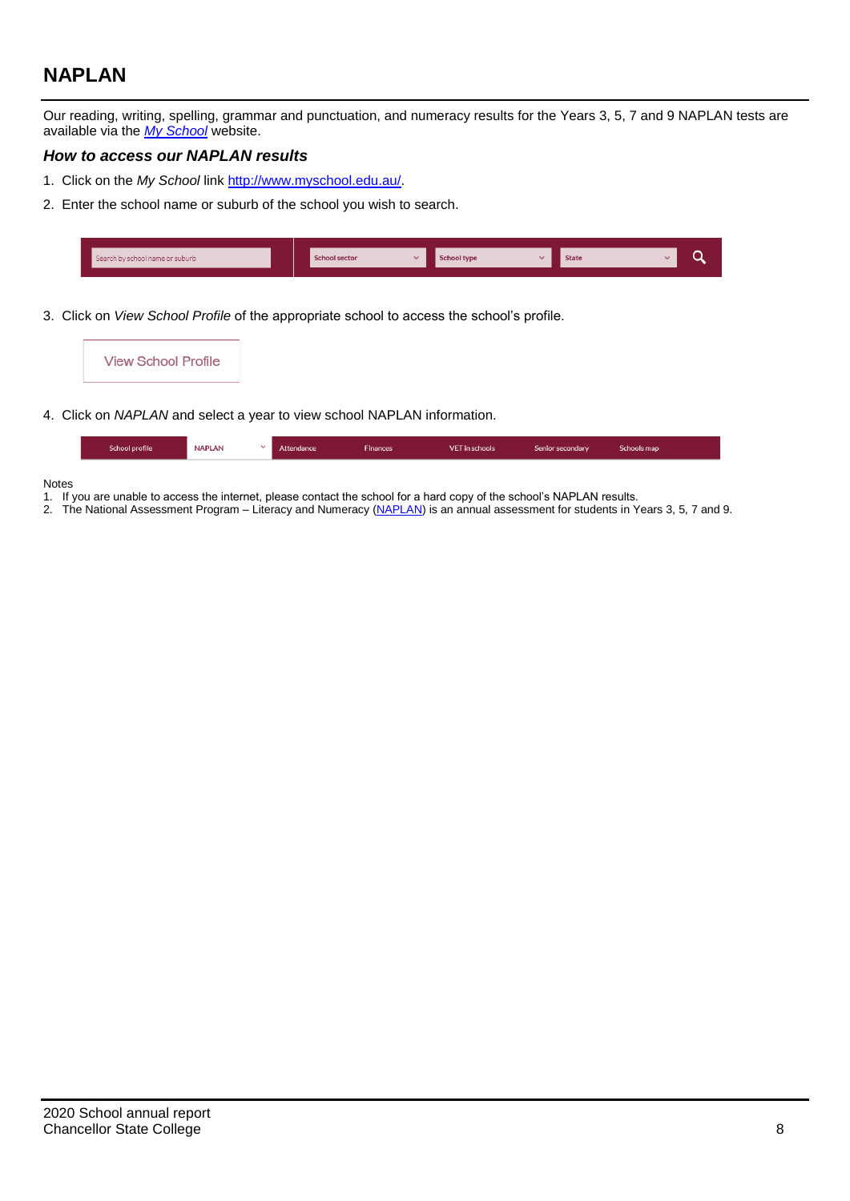## NAPLAN

Our reading, writing, spelling, grammar and punctuation, and numeracy results for the Years 3, 5, 7 and 9 NAPLAN tests are available via the [*My School*](http://www.myschool.edu.au/) website.

### *How to access our NAPLAN results*

1. Click on the *My School* link [http://www.myschool.edu.au/](http://www.myschool.edu.au/).
2. Enter the school name or suburb of the school you wish to search.

| Search by school name or suburb | School sector | School type | State | |
|---|---|---|---|---|

3. Click on *View School Profile* of the appropriate school to access the school's profile.

View School Profile

4. Click on *NAPLAN* and select a year to view school NAPLAN information.

| School profile | NAPLAN | Attendance | Finances | VET in schools | Senior secondary | Schools map |
|---|---|---|---|---|---|---|

Notes

1. If you are unable to access the internet, please contact the school for a hard copy of the school's NAPLAN results.
2. The National Assessment Program – Literacy and Numeracy (NAPLAN) is an annual assessment for students in Years 3, 5, 7 and 9.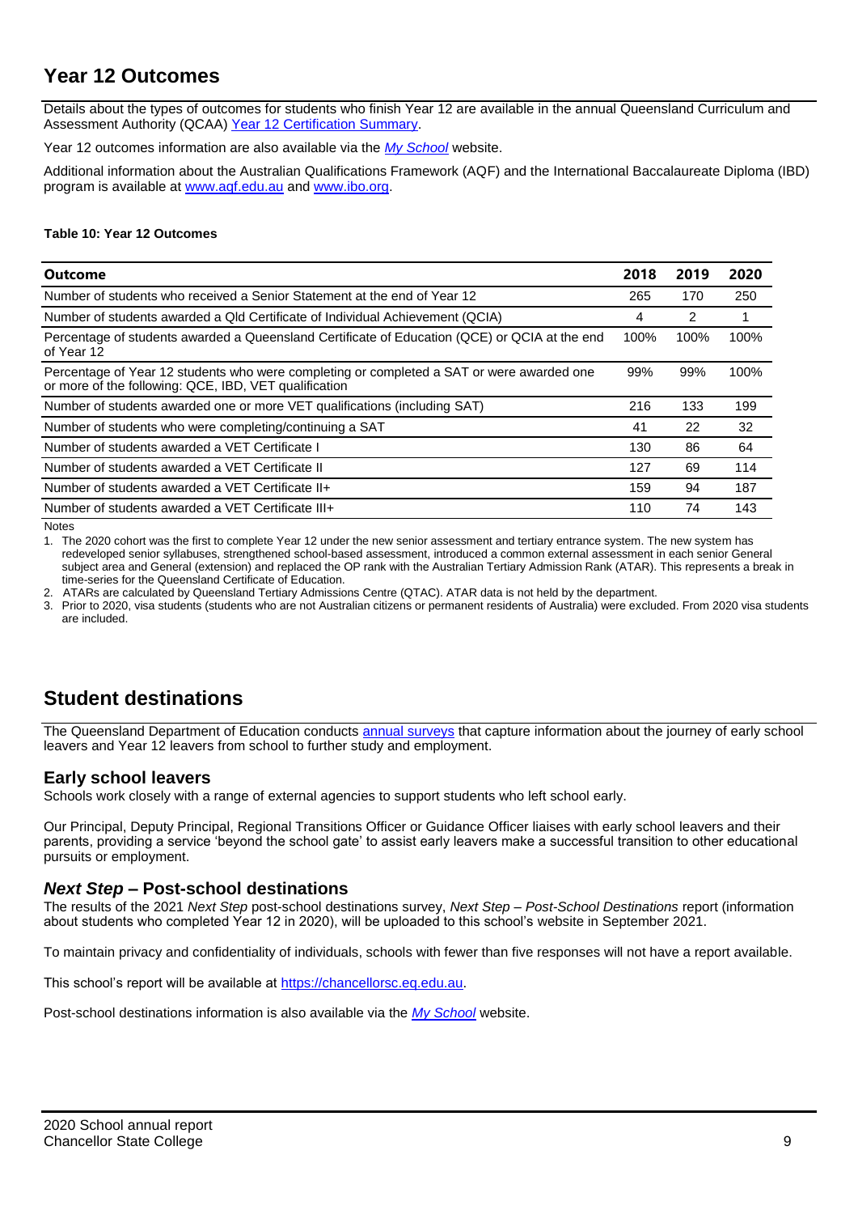## Year 12 Outcomes

Details about the types of outcomes for students who finish Year 12 are available in the annual Queensland Curriculum and Assessment Authority (QCAA) Year 12 Certification Summary.

Year 12 outcomes information are also available via the *My School* website.

Additional information about the Australian Qualifications Framework (AQF) and the International Baccalaureate Diploma (IBD) program is available at www.aqf.edu.au and www.ibo.org.

**Table 10: Year 12 Outcomes**

| Outcome | 2018 | 2019 | 2020 |
|---|---|---|---|
| Number of students who received a Senior Statement at the end of Year 12 | 265 | 170 | 250 |
| Number of students awarded a Qld Certificate of Individual Achievement (QCIA) | 4 | 2 | 1 |
| Percentage of students awarded a Queensland Certificate of Education (QCE) or QCIA at the end of Year 12 | 100% | 100% | 100% |
| Percentage of Year 12 students who were completing or completed a SAT or were awarded one or more of the following: QCE, IBD, VET qualification | 99% | 99% | 100% |
| Number of students awarded one or more VET qualifications (including SAT) | 216 | 133 | 199 |
| Number of students who were completing/continuing a SAT | 41 | 22 | 32 |
| Number of students awarded a VET Certificate I | 130 | 86 | 64 |
| Number of students awarded a VET Certificate II | 127 | 69 | 114 |
| Number of students awarded a VET Certificate II+ | 159 | 94 | 187 |
| Number of students awarded a VET Certificate III+ | 110 | 74 | 143 |

Notes

1. The 2020 cohort was the first to complete Year 12 under the new senior assessment and tertiary entrance system. The new system has redeveloped senior syllabuses, strengthened school-based assessment, introduced a common external assessment in each senior General subject area and General (extension) and replaced the OP rank with the Australian Tertiary Admission Rank (ATAR). This represents a break in time-series for the Queensland Certificate of Education.
2. ATARs are calculated by Queensland Tertiary Admissions Centre (QTAC). ATAR data is not held by the department.
3. Prior to 2020, visa students (students who are not Australian citizens or permanent residents of Australia) were excluded. From 2020 visa students are included.

## Student destinations

The Queensland Department of Education conducts annual surveys that capture information about the journey of early school leavers and Year 12 leavers from school to further study and employment.

### Early school leavers

Schools work closely with a range of external agencies to support students who left school early.

Our Principal, Deputy Principal, Regional Transitions Officer or Guidance Officer liaises with early school leavers and their parents, providing a service 'beyond the school gate' to assist early leavers make a successful transition to other educational pursuits or employment.

### *Next Step* – Post-school destinations

The results of the 2021 *Next Step* post-school destinations survey, *Next Step – Post-School Destinations* report (information about students who completed Year 12 in 2020), will be uploaded to this school's website in September 2021.

To maintain privacy and confidentiality of individuals, schools with fewer than five responses will not have a report available.

This school's report will be available at https://chancellorsc.eq.edu.au.

Post-school destinations information is also available via the *My School* website.